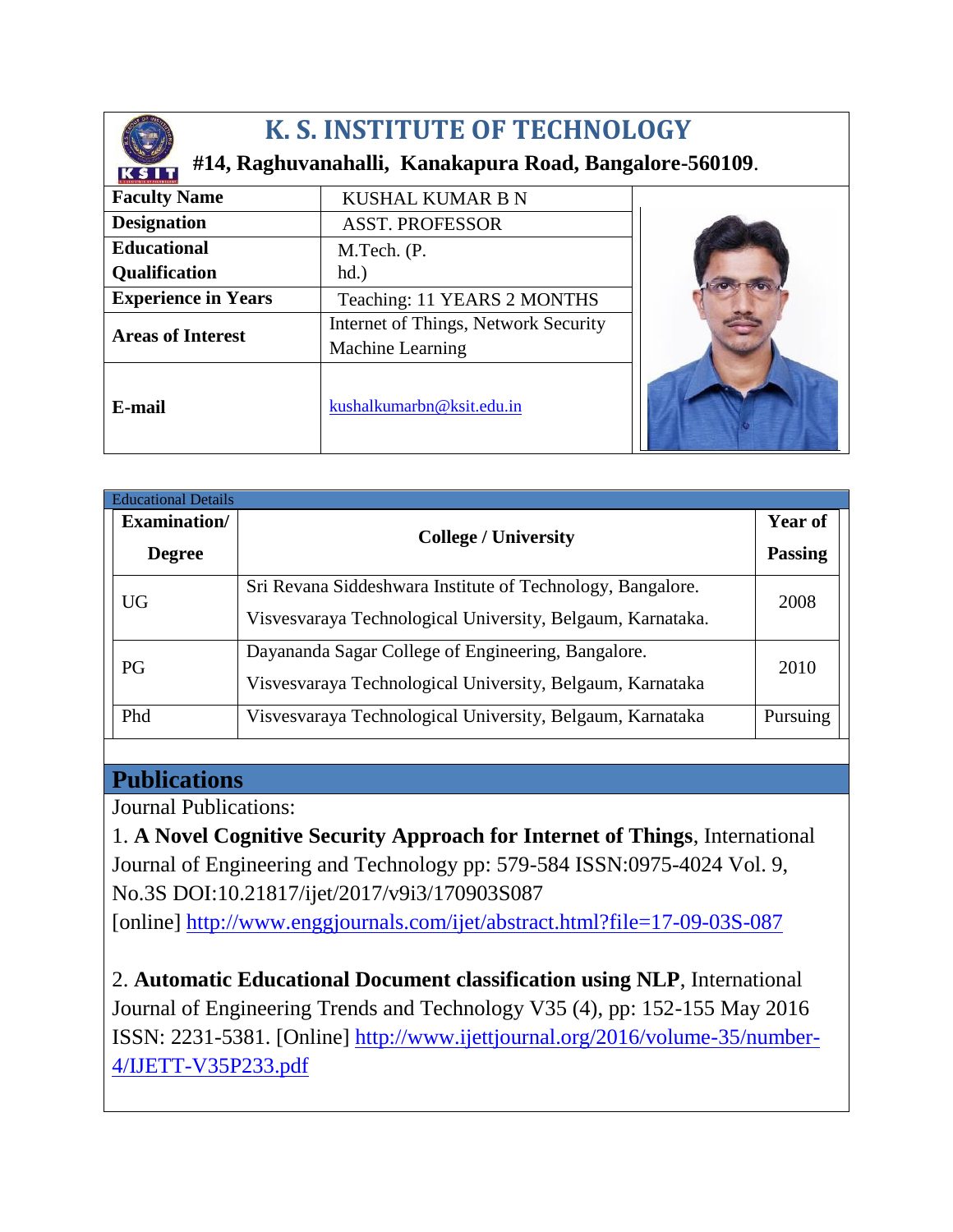# K. S. INSTITUTE OF TECHNOLOGY

**#14, Raghuvanahalli, Kanakapura Road, Bangalore-560109.**

| **Faculty Name** | KUSHAL KUMAR B N |
|---|---|
| **Designation** | ASST. PROFESSOR |
| **Educational Qualification** | M.Tech. (P. hd.) |
| **Experience in Years** | Teaching: 11 YEARS 2 MONTHS |
| **Areas of Interest** | Internet of Things, Network Security Machine Learning |
| **E-mail** | kushalkumarbn@ksit.edu.in |

Educational Details

| **Examination/ Degree** | **College / University** | **Year of Passing** |
|---|---|---|
| UG | Sri Revana Siddeshwara Institute of Technology, Bangalore. Visvesvaraya Technological University, Belgaum, Karnataka. | 2008 |
| PG | Dayananda Sagar College of Engineering, Bangalore. Visvesvaraya Technological University, Belgaum, Karnataka | 2010 |
| Phd | Visvesvaraya Technological University, Belgaum, Karnataka | Pursuing |

## Publications

Journal Publications:

1. **A Novel Cognitive Security Approach for Internet of Things**, International Journal of Engineering and Technology pp: 579-584 ISSN:0975-4024 Vol. 9, No.3S DOI:10.21817/ijet/2017/v9i3/170903S087 [online] http://www.enggjournals.com/ijet/abstract.html?file=17-09-03S-087

2. **Automatic Educational Document classification using NLP**, International Journal of Engineering Trends and Technology V35 (4), pp: 152-155 May 2016 ISSN: 2231-5381. [Online] http://www.ijettjournal.org/2016/volume-35/number-4/IJETT-V35P233.pdf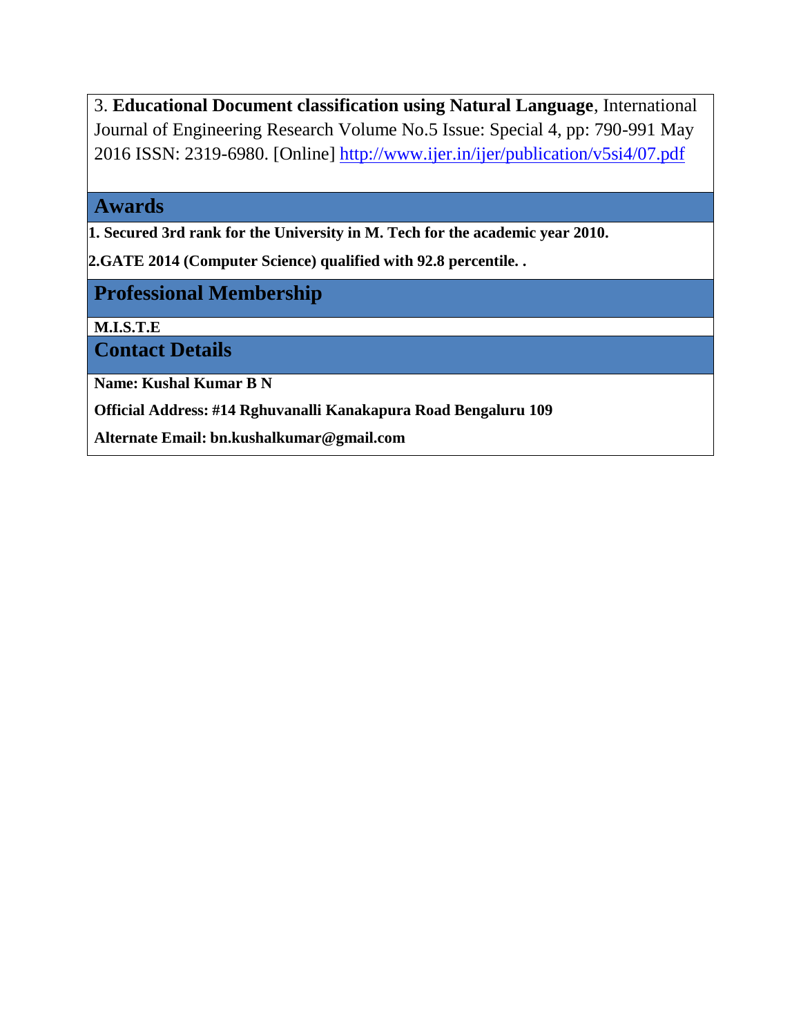3. **Educational Document classification using Natural Language**, International Journal of Engineering Research Volume No.5 Issue: Special 4, pp: 790-991 May 2016 ISSN: 2319-6980. [Online] http://www.ijer.in/ijer/publication/v5si4/07.pdf

## Awards

**1. Secured 3rd rank for the University in M. Tech for the academic year 2010.**

**2.GATE 2014 (Computer Science) qualified with 92.8 percentile. .**

## Professional Membership

**M.I.S.T.E**

## Contact Details

**Name: Kushal Kumar B N**

**Official Address: #14 Rghuvanalli Kanakapura Road Bengaluru 109**

**Alternate Email: bn.kushalkumar@gmail.com**